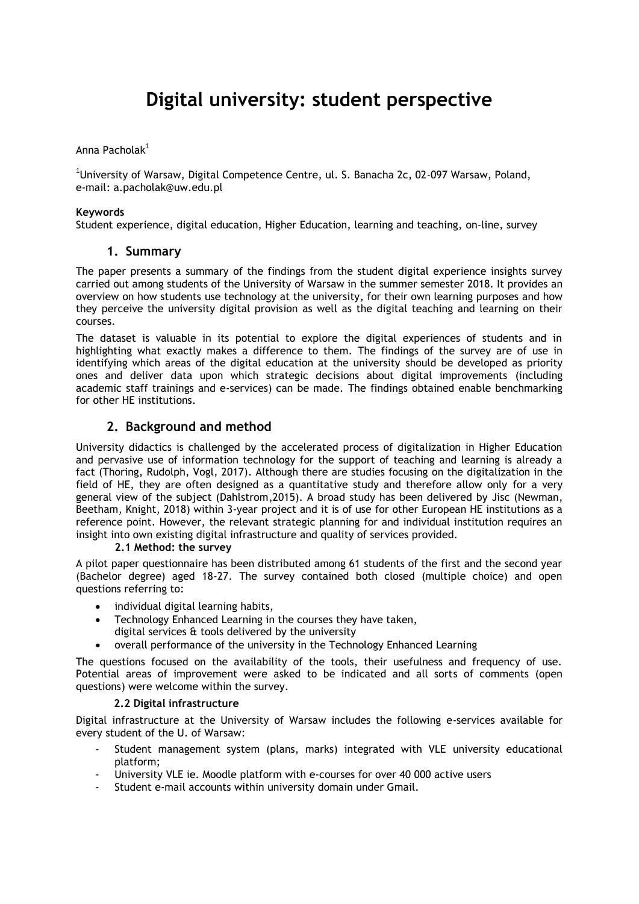# Digital university: student perspective

Anna Pacholak[1]

[1]University of Warsaw, Digital Competence Centre, ul. S. Banacha 2c, 02-097 Warsaw, Poland, e-mail: a.pacholak@uw.edu.pl

**Keywords**

Student experience, digital education, Higher Education, learning and teaching, on-line, survey

## 1. Summary

The paper presents a summary of the findings from the student digital experience insights survey carried out among students of the University of Warsaw in the summer semester 2018. It provides an overview on how students use technology at the university, for their own learning purposes and how they perceive the university digital provision as well as the digital teaching and learning on their courses.

The dataset is valuable in its potential to explore the digital experiences of students and in highlighting what exactly makes a difference to them. The findings of the survey are of use in identifying which areas of the digital education at the university should be developed as priority ones and deliver data upon which strategic decisions about digital improvements (including academic staff trainings and e-services) can be made. The findings obtained enable benchmarking for other HE institutions.

## 2. Background and method

University didactics is challenged by the accelerated process of digitalization in Higher Education and pervasive use of information technology for the support of teaching and learning is already a fact (Thoring, Rudolph, Vogl, 2017). Although there are studies focusing on the digitalization in the field of HE, they are often designed as a quantitative study and therefore allow only for a very general view of the subject (Dahlstrom,2015). A broad study has been delivered by Jisc (Newman, Beetham, Knight, 2018) within 3-year project and it is of use for other European HE institutions as a reference point. However, the relevant strategic planning for and individual institution requires an insight into own existing digital infrastructure and quality of services provided.

### 2.1 Method: the survey

A pilot paper questionnaire has been distributed among 61 students of the first and the second year (Bachelor degree) aged 18-27. The survey contained both closed (multiple choice) and open questions referring to:

- individual digital learning habits,
- Technology Enhanced Learning in the courses they have taken, digital services & tools delivered by the university
- overall performance of the university in the Technology Enhanced Learning

The questions focused on the availability of the tools, their usefulness and frequency of use. Potential areas of improvement were asked to be indicated and all sorts of comments (open questions) were welcome within the survey.

### 2.2 Digital infrastructure

Digital infrastructure at the University of Warsaw includes the following e-services available for every student of the U. of Warsaw:

- Student management system (plans, marks) integrated with VLE university educational platform;
- University VLE ie. Moodle platform with e-courses for over 40 000 active users
- Student e-mail accounts within university domain under Gmail.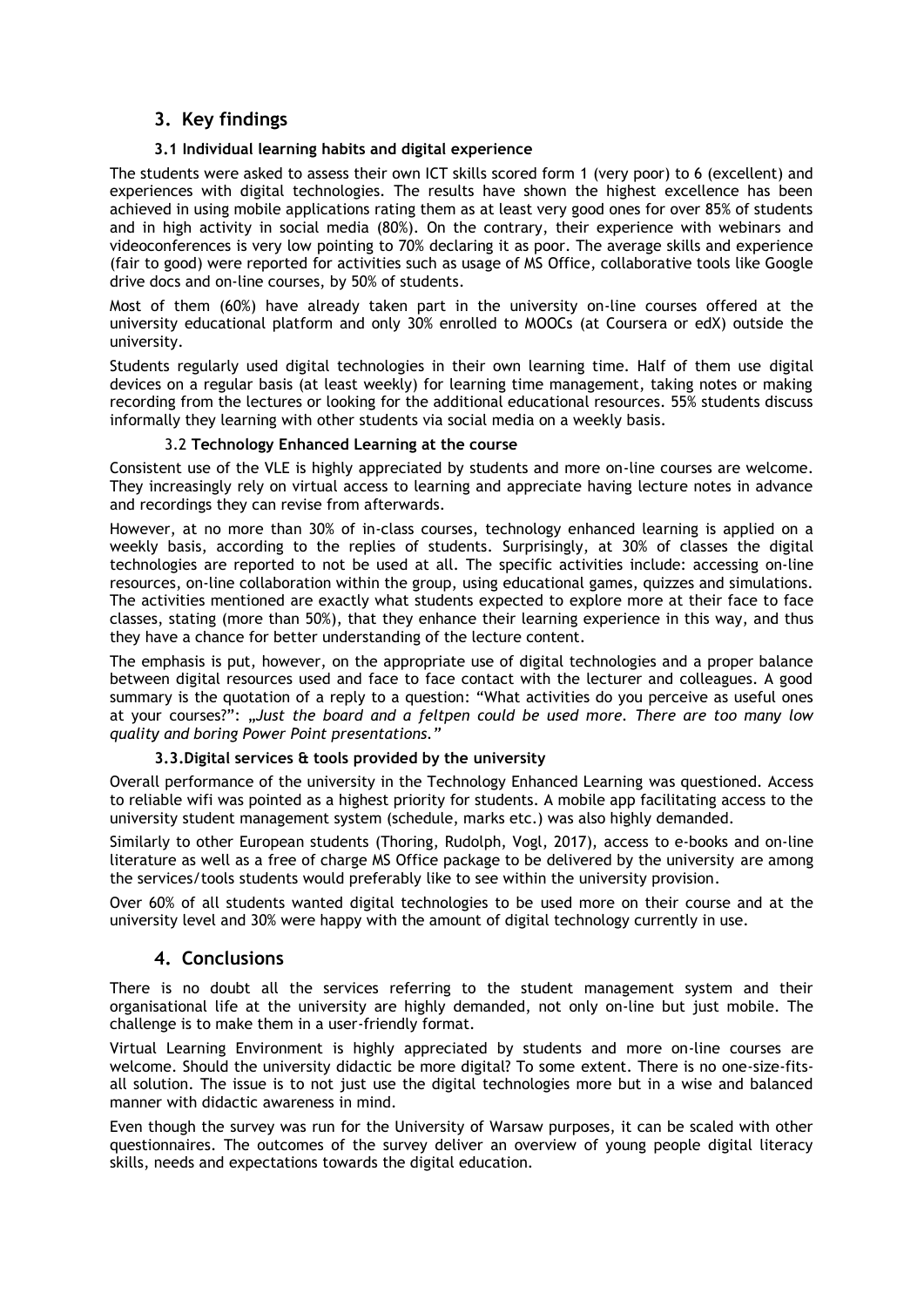## 3. Key findings

### 3.1 Individual learning habits and digital experience

The students were asked to assess their own ICT skills scored form 1 (very poor) to 6 (excellent) and experiences with digital technologies. The results have shown the highest excellence has been achieved in using mobile applications rating them as at least very good ones for over 85% of students and in high activity in social media (80%). On the contrary, their experience with webinars and videoconferences is very low pointing to 70% declaring it as poor. The average skills and experience (fair to good) were reported for activities such as usage of MS Office, collaborative tools like Google drive docs and on-line courses, by 50% of students.

Most of them (60%) have already taken part in the university on-line courses offered at the university educational platform and only 30% enrolled to MOOCs (at Coursera or edX) outside the university.

Students regularly used digital technologies in their own learning time. Half of them use digital devices on a regular basis (at least weekly) for learning time management, taking notes or making recording from the lectures or looking for the additional educational resources. 55% students discuss informally they learning with other students via social media on a weekly basis.

### 3.2 Technology Enhanced Learning at the course

Consistent use of the VLE is highly appreciated by students and more on-line courses are welcome. They increasingly rely on virtual access to learning and appreciate having lecture notes in advance and recordings they can revise from afterwards.

However, at no more than 30% of in-class courses, technology enhanced learning is applied on a weekly basis, according to the replies of students. Surprisingly, at 30% of classes the digital technologies are reported to not be used at all. The specific activities include: accessing on-line resources, on-line collaboration within the group, using educational games, quizzes and simulations. The activities mentioned are exactly what students expected to explore more at their face to face classes, stating (more than 50%), that they enhance their learning experience in this way, and thus they have a chance for better understanding of the lecture content.

The emphasis is put, however, on the appropriate use of digital technologies and a proper balance between digital resources used and face to face contact with the lecturer and colleagues. A good summary is the quotation of a reply to a question: "What activities do you perceive as useful ones at your courses?": *„Just the board and a feltpen could be used more. There are too many low quality and boring Power Point presentations."*

### 3.3. Digital services & tools provided by the university

Overall performance of the university in the Technology Enhanced Learning was questioned. Access to reliable wifi was pointed as a highest priority for students. A mobile app facilitating access to the university student management system (schedule, marks etc.) was also highly demanded.

Similarly to other European students (Thoring, Rudolph, Vogl, 2017), access to e-books and on-line literature as well as a free of charge MS Office package to be delivered by the university are among the services/tools students would preferably like to see within the university provision.

Over 60% of all students wanted digital technologies to be used more on their course and at the university level and 30% were happy with the amount of digital technology currently in use.

## 4. Conclusions

There is no doubt all the services referring to the student management system and their organisational life at the university are highly demanded, not only on-line but just mobile. The challenge is to make them in a user-friendly format.

Virtual Learning Environment is highly appreciated by students and more on-line courses are welcome. Should the university didactic be more digital? To some extent. There is no one-size-fits-all solution. The issue is to not just use the digital technologies more but in a wise and balanced manner with didactic awareness in mind.

Even though the survey was run for the University of Warsaw purposes, it can be scaled with other questionnaires. The outcomes of the survey deliver an overview of young people digital literacy skills, needs and expectations towards the digital education.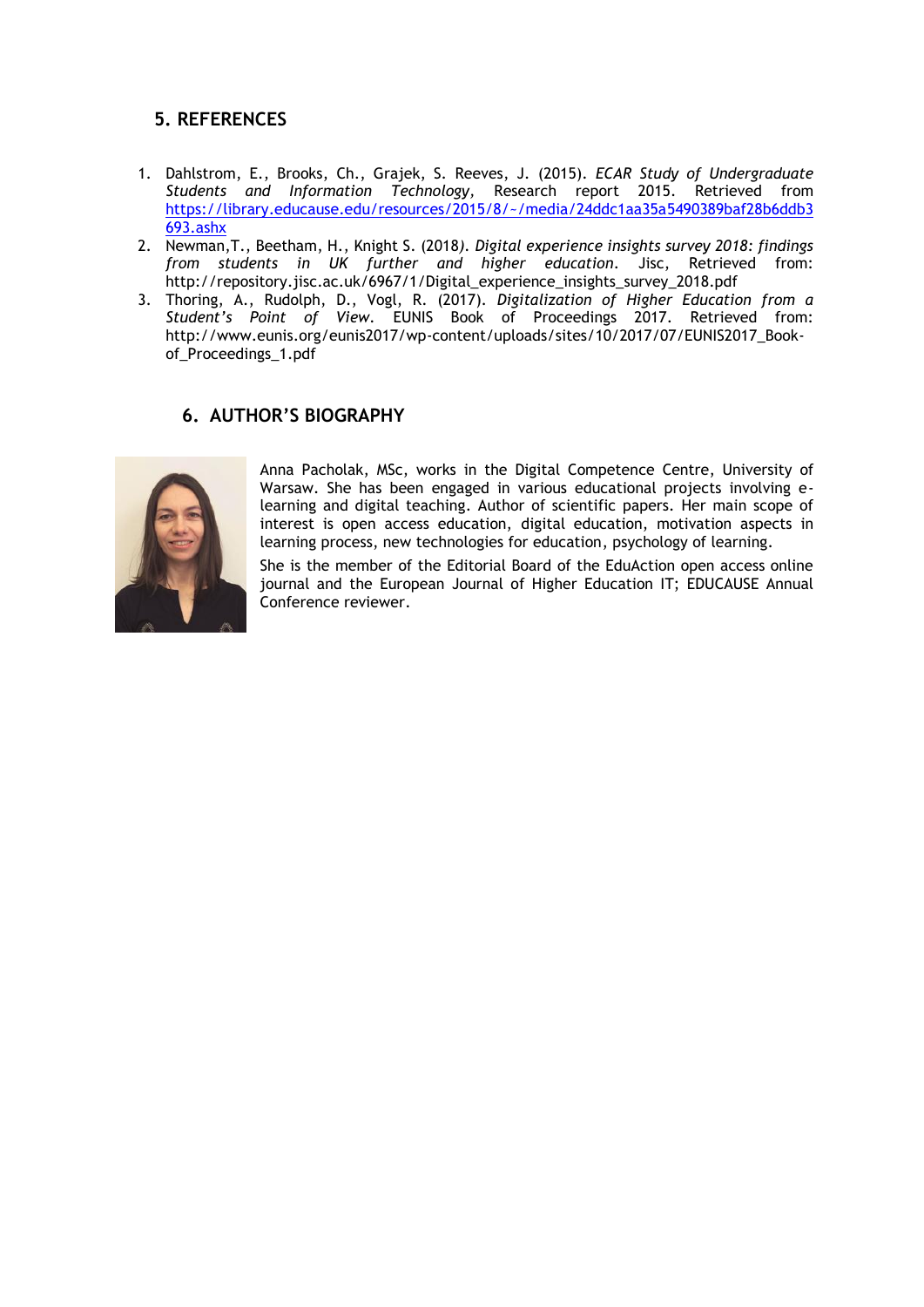## 5. REFERENCES

1. Dahlstrom, E., Brooks, Ch., Grajek, S. Reeves, J. (2015). *ECAR Study of Undergraduate Students and Information Technology*, Research report 2015. Retrieved from https://library.educause.edu/resources/2015/8/~/media/24ddc1aa35a5490389baf28b6ddb3693.ashx
2. Newman,T., Beetham, H., Knight S. (2018). *Digital experience insights survey 2018: findings from students in UK further and higher education*. Jisc, Retrieved from: http://repository.jisc.ac.uk/6967/1/Digital_experience_insights_survey_2018.pdf
3. Thoring, A., Rudolph, D., Vogl, R. (2017). *Digitalization of Higher Education from a Student's Point of View*. EUNIS Book of Proceedings 2017. Retrieved from: http://www.eunis.org/eunis2017/wp-content/uploads/sites/10/2017/07/EUNIS2017_Book-of_Proceedings_1.pdf

## 6. AUTHOR'S BIOGRAPHY

Anna Pacholak, MSc, works in the Digital Competence Centre, University of Warsaw. She has been engaged in various educational projects involving e-learning and digital teaching. Author of scientific papers. Her main scope of interest is open access education, digital education, motivation aspects in learning process, new technologies for education, psychology of learning.

She is the member of the Editorial Board of the EduAction open access online journal and the European Journal of Higher Education IT; EDUCAUSE Annual Conference reviewer.